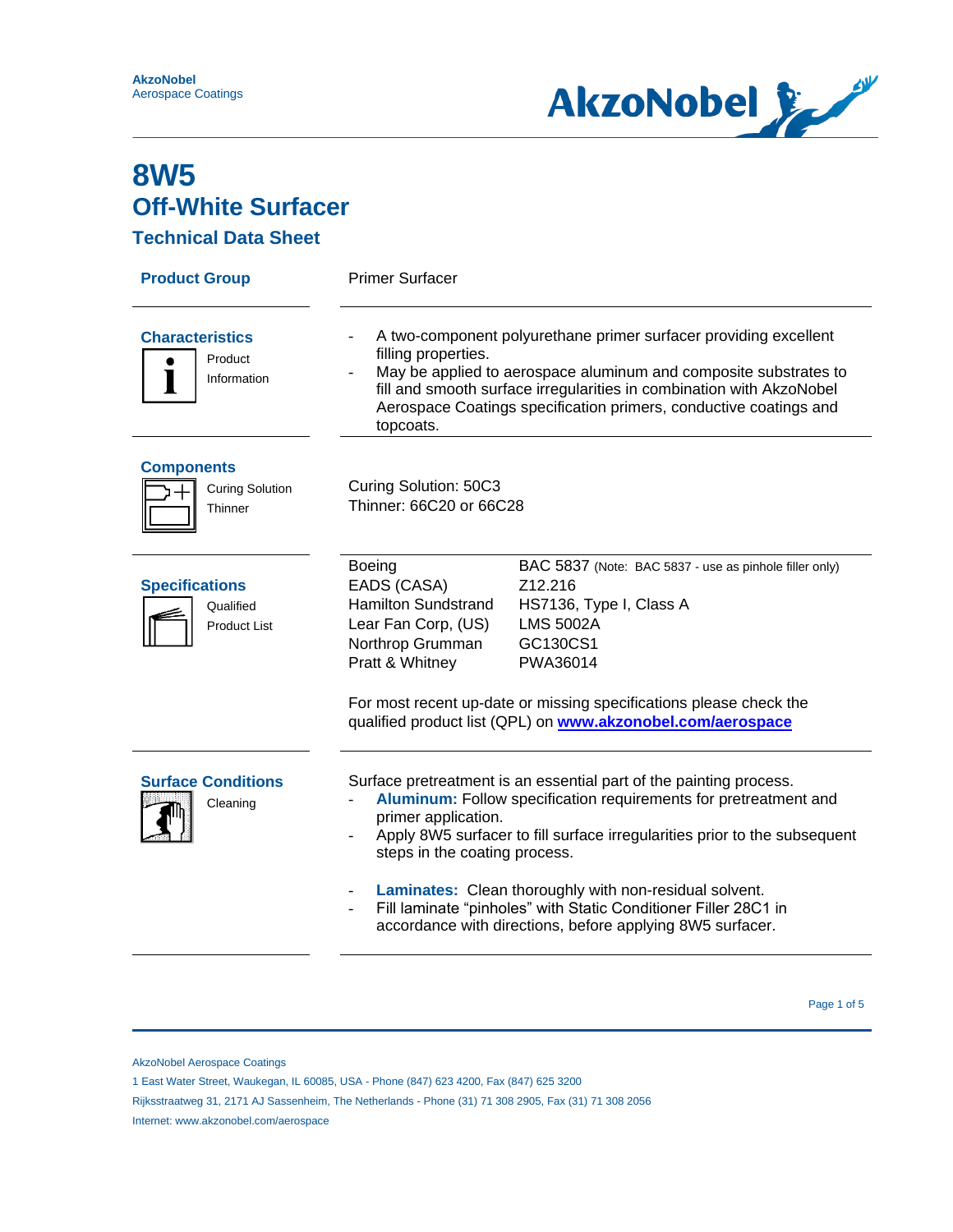AkzoNobel
Aerospace Coatings

# 8W5
## Off-White Surfacer
### Technical Data Sheet

**Product Group**

Primer Surfacer

**Characteristics**

Product Information

- A two-component polyurethane primer surfacer providing excellent filling properties.
- May be applied to aerospace aluminum and composite substrates to fill and smooth surface irregularities in combination with AkzoNobel Aerospace Coatings specification primers, conductive coatings and topcoats.

**Components**

Curing Solution
Thinner

Curing Solution: 50C3
Thinner: 66C20 or 66C28

**Specifications**

Qualified Product List

| | |
|---|---|
| Boeing | BAC 5837 (Note: BAC 5837 - use as pinhole filler only) |
| EADS (CASA) | Z12.216 |
| Hamilton Sundstrand | HS7136, Type I, Class A |
| Lear Fan Corp, (US) | LMS 5002A |
| Northrop Grumman | GC130CS1 |
| Pratt & Whitney | PWA36014 |

For most recent up-date or missing specifications please check the qualified product list (QPL) on **www.akzonobel.com/aerospace**

**Surface Conditions**

Cleaning

Surface pretreatment is an essential part of the painting process.

- **Aluminum:** Follow specification requirements for pretreatment and primer application.
- Apply 8W5 surfacer to fill surface irregularities prior to the subsequent steps in the coating process.

- **Laminates:** Clean thoroughly with non-residual solvent.
- Fill laminate "pinholes" with Static Conditioner Filler 28C1 in accordance with directions, before applying 8W5 surfacer.

AkzoNobel Aerospace Coatings
1 East Water Street, Waukegan, IL 60085, USA - Phone (847) 623 4200, Fax (847) 625 3200
Rijksstraatweg 31, 2171 AJ Sassenheim, The Netherlands - Phone (31) 71 308 2905, Fax (31) 71 308 2056
Internet: www.akzonobel.com/aerospace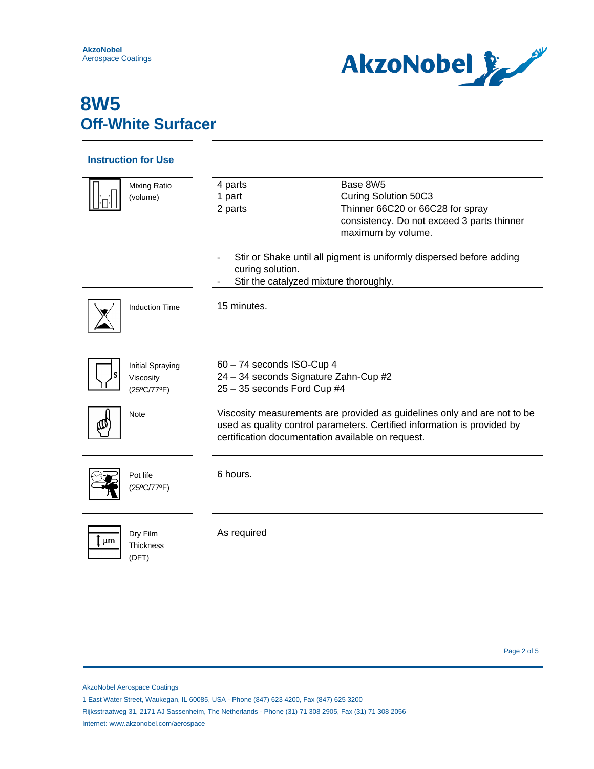# 8W5
## Off-White Surfacer

### Instruction for Use

| | |
|---|---|
| **Mixing Ratio (volume)** | 4 parts — Base 8W5<br>1 part — Curing Solution 50C3<br>2 parts — Thinner 66C20 or 66C28 for spray consistency. Do not exceed 3 parts thinner maximum by volume.<br><br>- Stir or Shake until all pigment is uniformly dispersed before adding curing solution.<br>- Stir the catalyzed mixture thoroughly. |
| **Induction Time** | 15 minutes. |
| **Initial Spraying Viscosity (25ºC/77ºF)** | 60 – 74 seconds ISO-Cup 4<br>24 – 34 seconds Signature Zahn-Cup #2<br>25 – 35 seconds Ford Cup #4 |
| **Note** | Viscosity measurements are provided as guidelines only and are not to be used as quality control parameters. Certified information is provided by certification documentation available on request. |
| **Pot life (25ºC/77ºF)** | 6 hours. |
| **Dry Film Thickness (DFT)** | As required |

AkzoNobel Aerospace Coatings

1 East Water Street, Waukegan, IL 60085, USA - Phone (847) 623 4200, Fax (847) 625 3200

Rijksstraatweg 31, 2171 AJ Sassenheim, The Netherlands - Phone (31) 71 308 2905, Fax (31) 71 308 2056

Internet: www.akzonobel.com/aerospace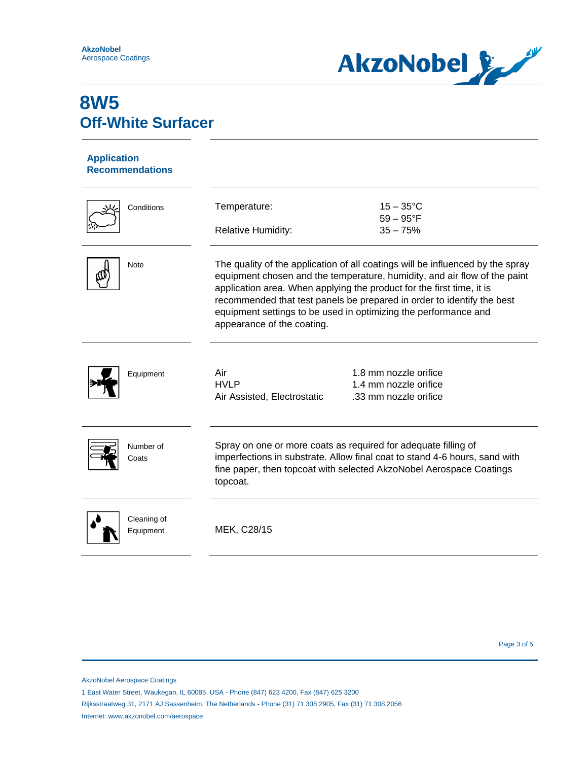# 8W5
## Off-White Surfacer

### Application Recommendations

**Conditions**

| | |
|---|---|
| Temperature: | 15 – 35°C<br>59 – 95°F |
| Relative Humidity: | 35 – 75% |

**Note**

The quality of the application of all coatings will be influenced by the spray equipment chosen and the temperature, humidity, and air flow of the paint application area. When applying the product for the first time, it is recommended that test panels be prepared in order to identify the best equipment settings to be used in optimizing the performance and appearance of the coating.

**Equipment**

| | |
|---|---|
| Air | 1.8 mm nozzle orifice |
| HVLP | 1.4 mm nozzle orifice |
| Air Assisted, Electrostatic | .33 mm nozzle orifice |

**Number of Coats**

Spray on one or more coats as required for adequate filling of imperfections in substrate. Allow final coat to stand 4-6 hours, sand with fine paper, then topcoat with selected AkzoNobel Aerospace Coatings topcoat.

**Cleaning of Equipment**

MEK, C28/15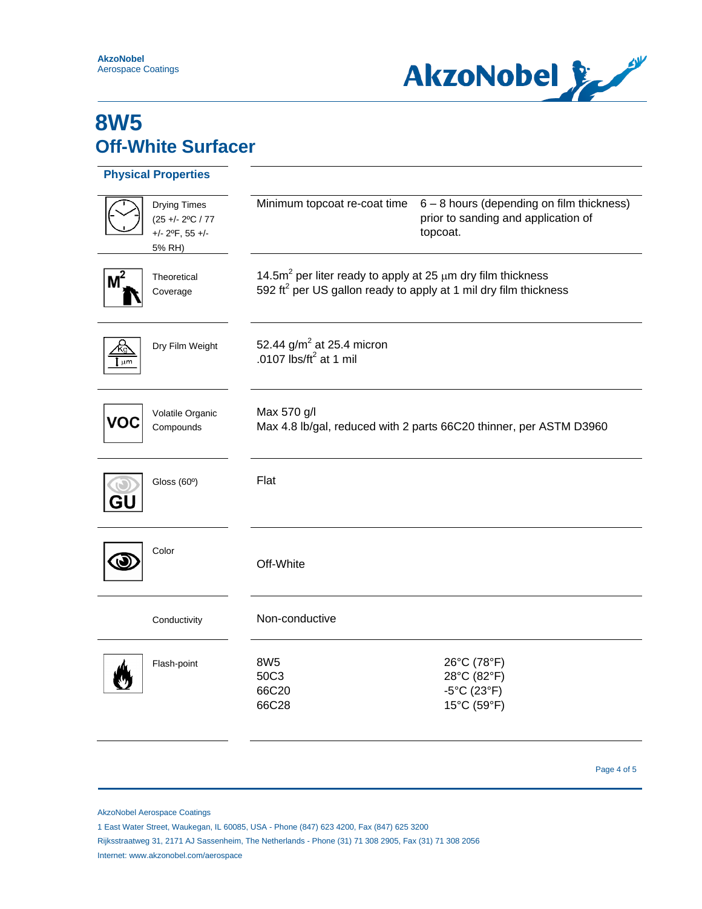# 8W5
# Off-White Surfacer

## Physical Properties

| Property | Value | |
|---|---|---|
| Drying Times (25 +/- 2ºC / 77 +/- 2ºF, 55 +/- 5% RH) | Minimum topcoat re-coat time | 6 – 8 hours (depending on film thickness) prior to sanding and application of topcoat. |
| Theoretical Coverage | 14.5m$^2$ per liter ready to apply at 25 µm dry film thickness<br>592 ft$^2$ per US gallon ready to apply at 1 mil dry film thickness | |
| Dry Film Weight | 52.44 g/m$^2$ at 25.4 micron<br>.0107 lbs/ft$^2$ at 1 mil | |
| Volatile Organic Compounds | Max 570 g/l<br>Max 4.8 lb/gal, reduced with 2 parts 66C20 thinner, per ASTM D3960 | |
| Gloss (60º) | Flat | |
| Color | Off-White | |
| Conductivity | Non-conductive | |
| Flash-point | 8W5<br>50C3<br>66C20<br>66C28 | 26°C (78°F)<br>28°C (82°F)<br>-5°C (23°F)<br>15°C (59°F) |

AkzoNobel Aerospace Coatings

1 East Water Street, Waukegan, IL 60085, USA - Phone (847) 623 4200, Fax (847) 625 3200

Rijksstraatweg 31, 2171 AJ Sassenheim, The Netherlands - Phone (31) 71 308 2905, Fax (31) 71 308 2056

Internet: www.akzonobel.com/aerospace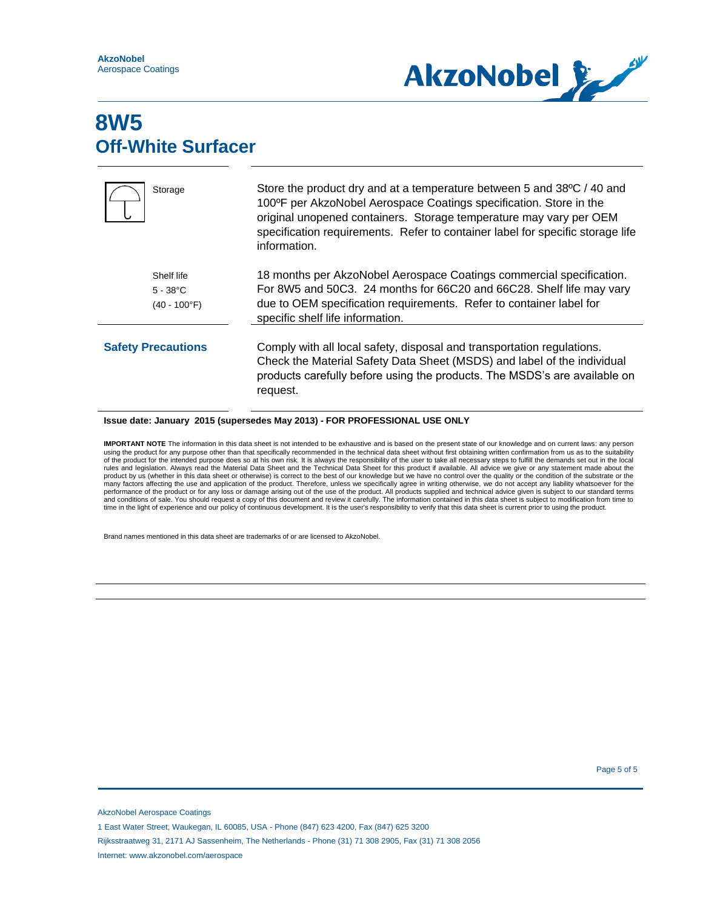# 8W5
## Off-White Surfacer

| | |
|---|---|
| Storage | Store the product dry and at a temperature between 5 and 38ºC / 40 and 100ºF per AkzoNobel Aerospace Coatings specification. Store in the original unopened containers. Storage temperature may vary per OEM specification requirements. Refer to container label for specific storage life information. |
| Shelf life 5 - 38°C (40 - 100°F) | 18 months per AkzoNobel Aerospace Coatings commercial specification. For 8W5 and 50C3. 24 months for 66C20 and 66C28. Shelf life may vary due to OEM specification requirements. Refer to container label for specific shelf life information. |

### Safety Precautions

Comply with all local safety, disposal and transportation regulations. Check the Material Safety Data Sheet (MSDS) and label of the individual products carefully before using the products. The MSDS's are available on request.

**Issue date: January 2015 (supersedes May 2013) - FOR PROFESSIONAL USE ONLY**

**IMPORTANT NOTE** The information in this data sheet is not intended to be exhaustive and is based on the present state of our knowledge and on current laws: any person using the product for any purpose other than that specifically recommended in the technical data sheet without first obtaining written confirmation from us as to the suitability of the product for the intended purpose does so at his own risk. It is always the responsibility of the user to take all necessary steps to fulfill the demands set out in the local rules and legislation. Always read the Material Data Sheet and the Technical Data Sheet for this product if available. All advice we give or any statement made about the product by us (whether in this data sheet or otherwise) is correct to the best of our knowledge but we have no control over the quality or the condition of the substrate or the many factors affecting the use and application of the product. Therefore, unless we specifically agree in writing otherwise, we do not accept any liability whatsoever for the performance of the product or for any loss or damage arising out of the use of the product. All products supplied and technical advice given is subject to our standard terms and conditions of sale. You should request a copy of this document and review it carefully. The information contained in this data sheet is subject to modification from time to time in the light of experience and our policy of continuous development. It is the user's responsibility to verify that this data sheet is current prior to using the product.

Brand names mentioned in this data sheet are trademarks of or are licensed to AkzoNobel.

AkzoNobel Aerospace Coatings

1 East Water Street, Waukegan, IL 60085, USA - Phone (847) 623 4200, Fax (847) 625 3200

Rijksstraatweg 31, 2171 AJ Sassenheim, The Netherlands - Phone (31) 71 308 2905, Fax (31) 71 308 2056

Internet: www.akzonobel.com/aerospace